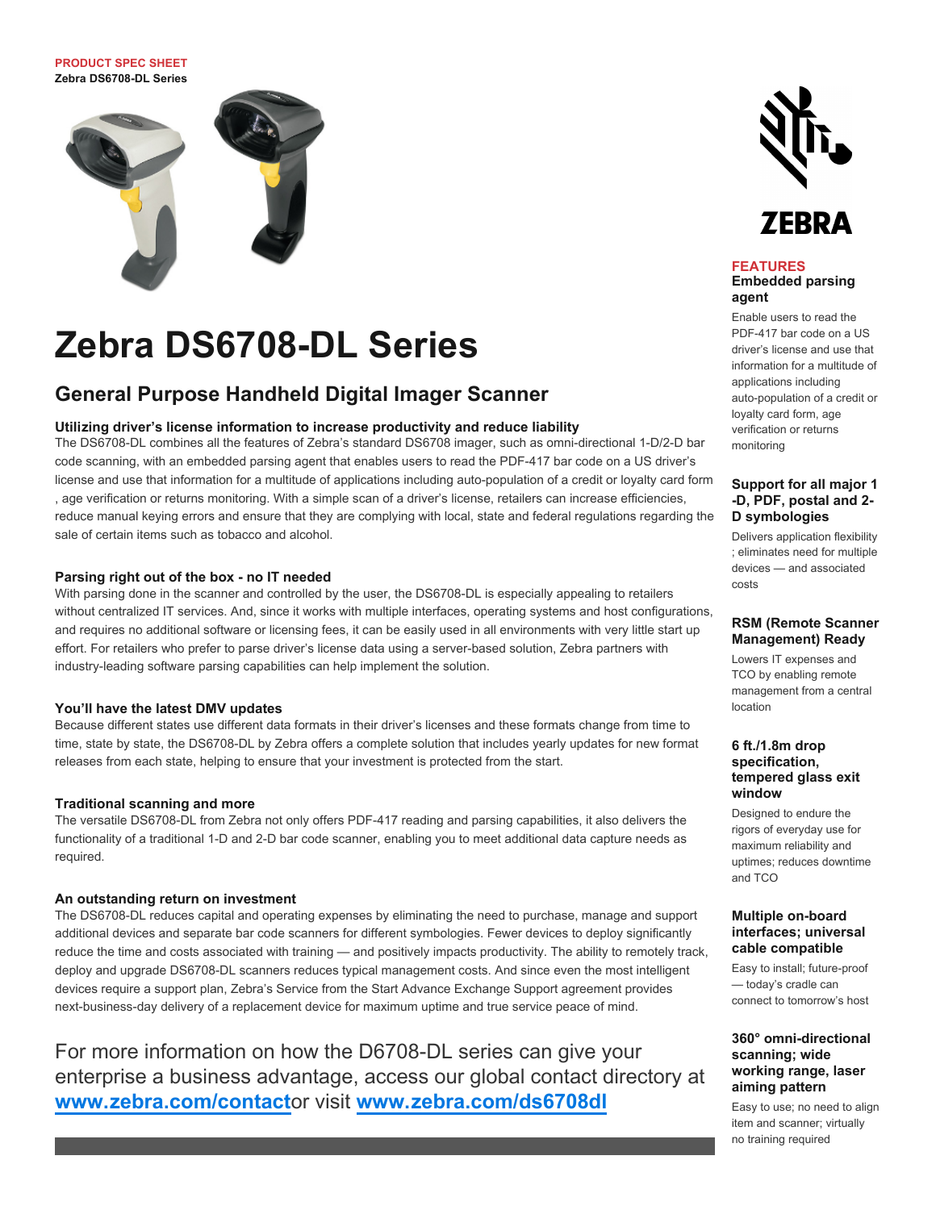**PRODUCT SPEC SHEET**
**Zebra DS6708-DL Series**

# Zebra DS6708-DL Series

## General Purpose Handheld Digital Imager Scanner

### Utilizing driver's license information to increase productivity and reduce liability

The DS6708-DL combines all the features of Zebra's standard DS6708 imager, such as omni-directional 1-D/2-D bar code scanning, with an embedded parsing agent that enables users to read the PDF-417 bar code on a US driver's license and use that information for a multitude of applications including auto-population of a credit or loyalty card form , age verification or returns monitoring. With a simple scan of a driver's license, retailers can increase efficiencies, reduce manual keying errors and ensure that they are complying with local, state and federal regulations regarding the sale of certain items such as tobacco and alcohol.

### Parsing right out of the box - no IT needed

With parsing done in the scanner and controlled by the user, the DS6708-DL is especially appealing to retailers without centralized IT services. And, since it works with multiple interfaces, operating systems and host configurations, and requires no additional software or licensing fees, it can be easily used in all environments with very little start up effort. For retailers who prefer to parse driver's license data using a server-based solution, Zebra partners with industry-leading software parsing capabilities can help implement the solution.

### You'll have the latest DMV updates

Because different states use different data formats in their driver's licenses and these formats change from time to time, state by state, the DS6708-DL by Zebra offers a complete solution that includes yearly updates for new format releases from each state, helping to ensure that your investment is protected from the start.

### Traditional scanning and more

The versatile DS6708-DL from Zebra not only offers PDF-417 reading and parsing capabilities, it also delivers the functionality of a traditional 1-D and 2-D bar code scanner, enabling you to meet additional data capture needs as required.

### An outstanding return on investment

The DS6708-DL reduces capital and operating expenses by eliminating the need to purchase, manage and support additional devices and separate bar code scanners for different symbologies. Fewer devices to deploy significantly reduce the time and costs associated with training — and positively impacts productivity. The ability to remotely track, deploy and upgrade DS6708-DL scanners reduces typical management costs. And since even the most intelligent devices require a support plan, Zebra's Service from the Start Advance Exchange Support agreement provides next-business-day delivery of a replacement device for maximum uptime and true service peace of mind.

For more information on how the D6708-DL series can give your enterprise a business advantage, access our global contact directory at [www.zebra.com/contact](www.zebra.com/contact)or visit [www.zebra.com/ds6708dl](www.zebra.com/ds6708dl)

## FEATURES

### Embedded parsing agent

Enable users to read the PDF-417 bar code on a US driver's license and use that information for a multitude of applications including auto-population of a credit or loyalty card form, age verification or returns monitoring

### Support for all major 1-D, PDF, postal and 2-D symbologies

Delivers application flexibility ; eliminates need for multiple devices — and associated costs

### RSM (Remote Scanner Management) Ready

Lowers IT expenses and TCO by enabling remote management from a central location

### 6 ft./1.8m drop specification, tempered glass exit window

Designed to endure the rigors of everyday use for maximum reliability and uptimes; reduces downtime and TCO

### Multiple on-board interfaces; universal cable compatible

Easy to install; future-proof — today's cradle can connect to tomorrow's host

### 360° omni-directional scanning; wide working range, laser aiming pattern

Easy to use; no need to align item and scanner; virtually no training required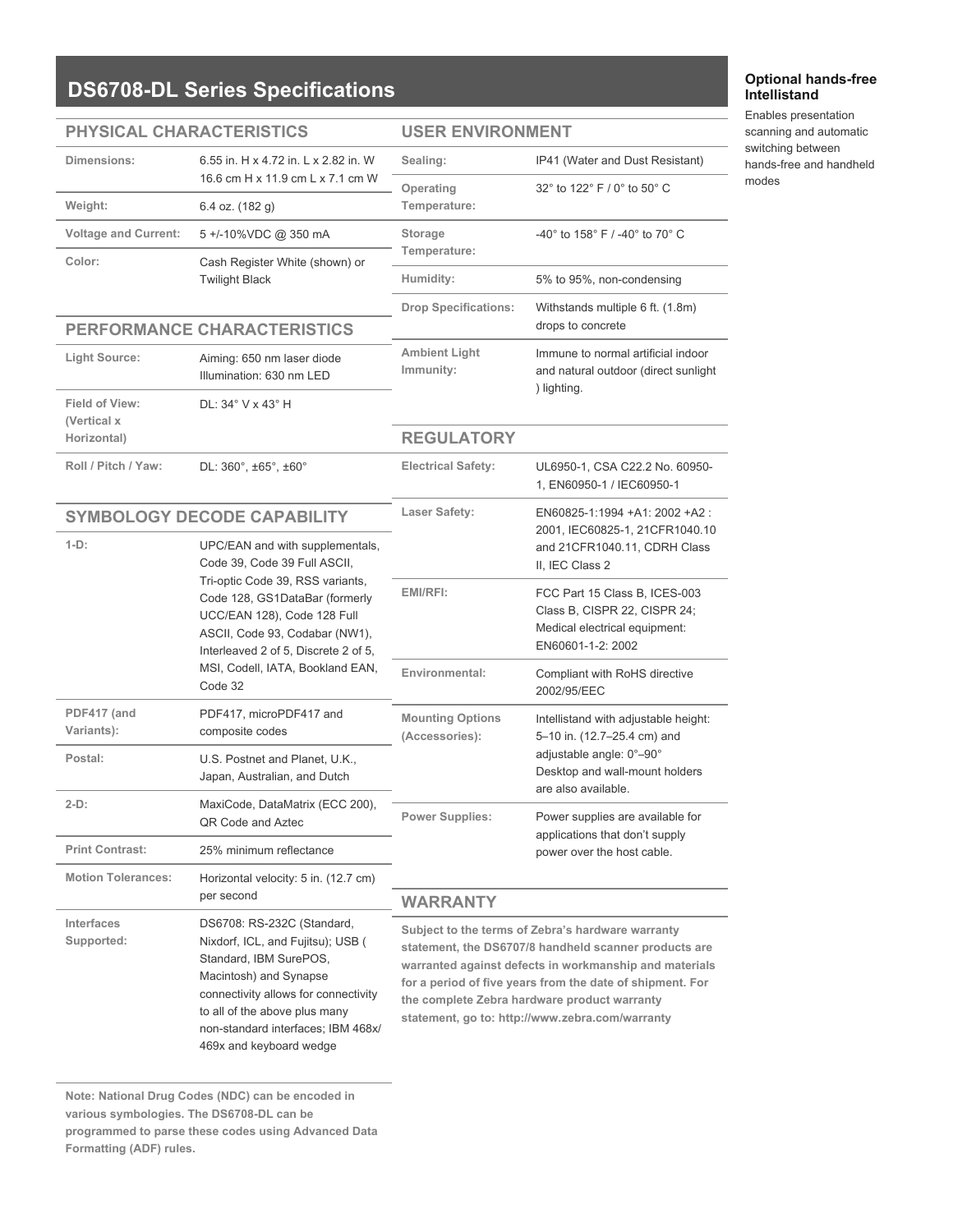# DS6708-DL Series Specifications

## PHYSICAL CHARACTERISTICS

| | |
|---|---|
| **Dimensions:** | 6.55 in. H x 4.72 in. L x 2.82 in. W<br>16.6 cm H x 11.9 cm L x 7.1 cm W |
| **Weight:** | 6.4 oz. (182 g) |
| **Voltage and Current:** | 5 +/-10%VDC @ 350 mA |
| **Color:** | Cash Register White (shown) or Twilight Black |

## PERFORMANCE CHARACTERISTICS

| | |
|---|---|
| **Light Source:** | Aiming: 650 nm laser diode<br>Illumination: 630 nm LED |
| **Field of View: (Vertical x Horizontal)** | DL: 34° V x 43° H |
| **Roll / Pitch / Yaw:** | DL: 360°, ±65°, ±60° |

## SYMBOLOGY DECODE CAPABILITY

| | |
|---|---|
| **1-D:** | UPC/EAN and with supplementals, Code 39, Code 39 Full ASCII, Tri-optic Code 39, RSS variants, Code 128, GS1DataBar (formerly UCC/EAN 128), Code 128 Full ASCII, Code 93, Codabar (NW1), Interleaved 2 of 5, Discrete 2 of 5, MSI, Codell, IATA, Bookland EAN, Code 32 |
| **PDF417 (and Variants):** | PDF417, microPDF417 and composite codes |
| **Postal:** | U.S. Postnet and Planet, U.K., Japan, Australian, and Dutch |
| **2-D:** | MaxiCode, DataMatrix (ECC 200), QR Code and Aztec |
| **Print Contrast:** | 25% minimum reflectance |
| **Motion Tolerances:** | Horizontal velocity: 5 in. (12.7 cm) per second |
| **Interfaces Supported:** | DS6708: RS-232C (Standard, Nixdorf, ICL, and Fujitsu); USB ( Standard, IBM SurePOS, Macintosh) and Synapse connectivity allows for connectivity to all of the above plus many non-standard interfaces; IBM 468x/ 469x and keyboard wedge |

**Note: National Drug Codes (NDC) can be encoded in various symbologies. The DS6708-DL can be programmed to parse these codes using Advanced Data Formatting (ADF) rules.**

## USER ENVIRONMENT

| | |
|---|---|
| **Sealing:** | IP41 (Water and Dust Resistant) |
| **Operating Temperature:** | 32° to 122° F / 0° to 50° C |
| **Storage Temperature:** | -40° to 158° F / -40° to 70° C |
| **Humidity:** | 5% to 95%, non-condensing |
| **Drop Specifications:** | Withstands multiple 6 ft. (1.8m) drops to concrete |
| **Ambient Light Immunity:** | Immune to normal artificial indoor and natural outdoor (direct sunlight ) lighting. |

## REGULATORY

| | |
|---|---|
| **Electrical Safety:** | UL6950-1, CSA C22.2 No. 60950-1, EN60950-1 / IEC60950-1 |
| **Laser Safety:** | EN60825-1:1994 +A1: 2002 +A2 : 2001, IEC60825-1, 21CFR1040.10 and 21CFR1040.11, CDRH Class II, IEC Class 2 |
| **EMI/RFI:** | FCC Part 15 Class B, ICES-003 Class B, CISPR 22, CISPR 24; Medical electrical equipment: EN60601-1-2: 2002 |
| **Environmental:** | Compliant with RoHS directive 2002/95/EEC |
| **Mounting Options (Accessories):** | Intellistand with adjustable height: 5–10 in. (12.7–25.4 cm) and adjustable angle: 0°–90°<br>Desktop and wall-mount holders are also available. |
| **Power Supplies:** | Power supplies are available for applications that don't supply power over the host cable. |

## WARRANTY

**Subject to the terms of Zebra's hardware warranty statement, the DS6707/8 handheld scanner products are warranted against defects in workmanship and materials for a period of five years from the date of shipment. For the complete Zebra hardware product warranty statement, go to: http://www.zebra.com/warranty**

### Optional hands-free Intellistand

Enables presentation scanning and automatic switching between hands-free and handheld modes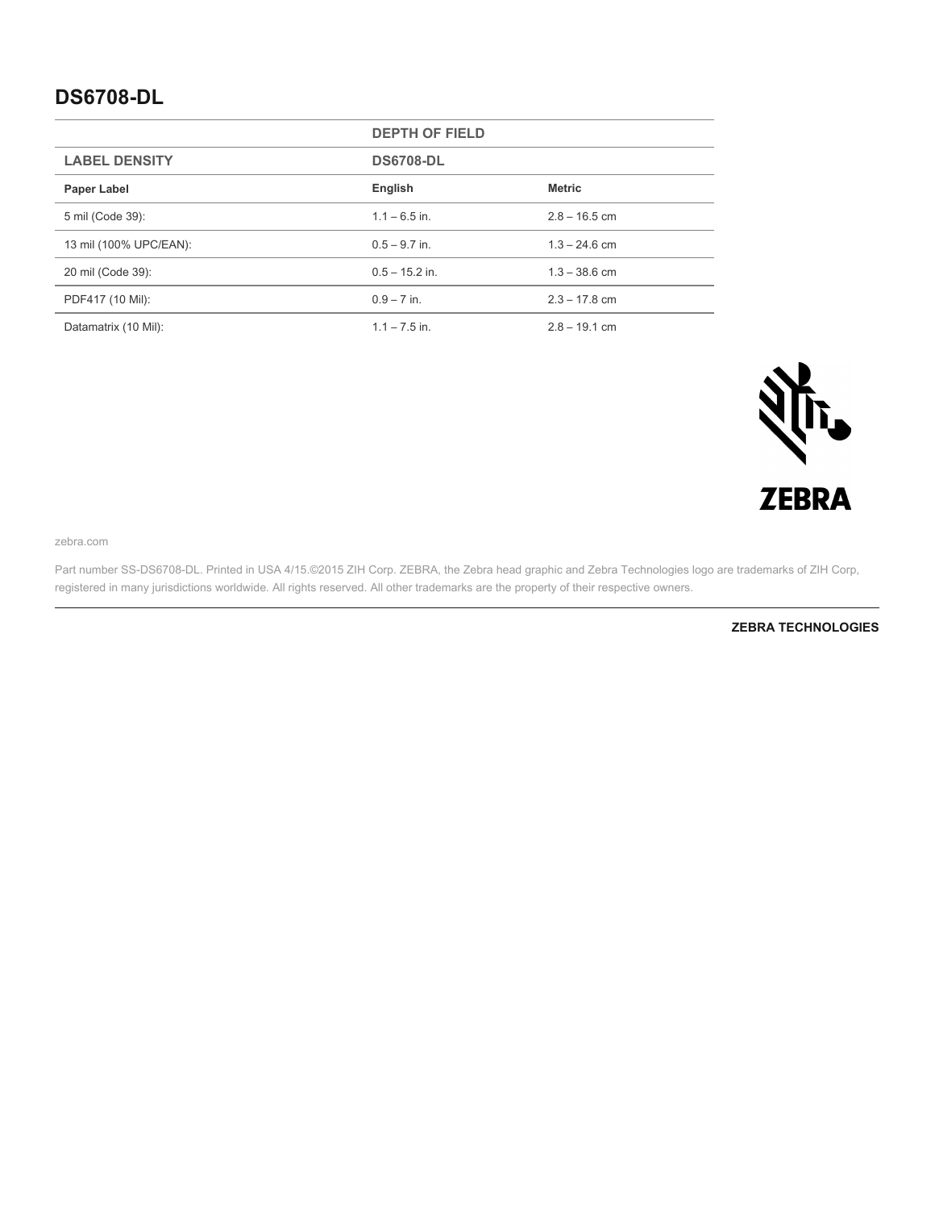## DS6708-DL

| | DEPTH OF FIELD | |
|---|---|---|
| **LABEL DENSITY** | **DS6708-DL** | |
| **Paper Label** | **English** | **Metric** |
| 5 mil (Code 39): | 1.1 – 6.5 in. | 2.8 – 16.5 cm |
| 13 mil (100% UPC/EAN): | 0.5 – 9.7 in. | 1.3 – 24.6 cm |
| 20 mil (Code 39): | 0.5 – 15.2 in. | 1.3 – 38.6 cm |
| PDF417 (10 Mil): | 0.9 – 7 in. | 2.3 – 17.8 cm |
| Datamatrix (10 Mil): | 1.1 – 7.5 in. | 2.8 – 19.1 cm |

ZEBRA

zebra.com

Part number SS-DS6708-DL. Printed in USA 4/15.©2015 ZIH Corp. ZEBRA, the Zebra head graphic and Zebra Technologies logo are trademarks of ZIH Corp, registered in many jurisdictions worldwide. All rights reserved. All other trademarks are the property of their respective owners.

**ZEBRA TECHNOLOGIES**